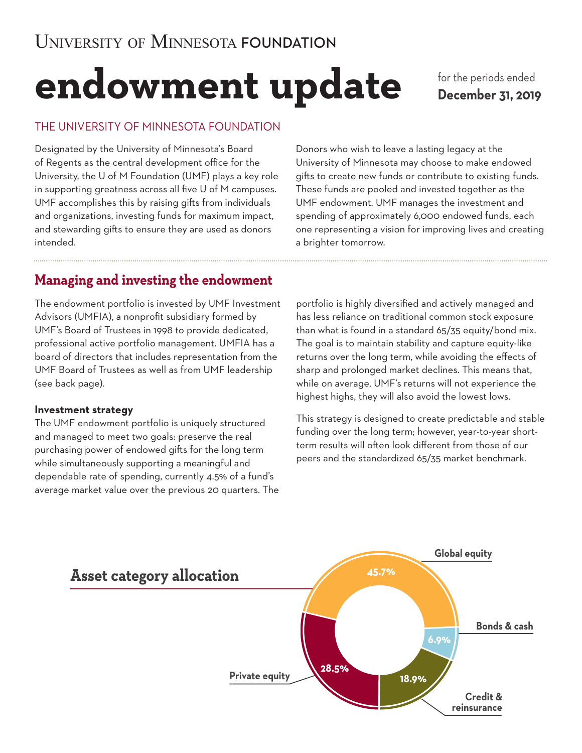University of Minnesota FOUNDATION

# endowment update

for the periods ended
**December 31, 2019**

## THE UNIVERSITY OF MINNESOTA FOUNDATION

Designated by the University of Minnesota's Board of Regents as the central development office for the University, the U of M Foundation (UMF) plays a key role in supporting greatness across all five U of M campuses. UMF accomplishes this by raising gifts from individuals and organizations, investing funds for maximum impact, and stewarding gifts to ensure they are used as donors intended.

Donors who wish to leave a lasting legacy at the University of Minnesota may choose to make endowed gifts to create new funds or contribute to existing funds. These funds are pooled and invested together as the UMF endowment. UMF manages the investment and spending of approximately 6,000 endowed funds, each one representing a vision for improving lives and creating a brighter tomorrow.

## Managing and investing the endowment

The endowment portfolio is invested by UMF Investment Advisors (UMFIA), a nonprofit subsidiary formed by UMF's Board of Trustees in 1998 to provide dedicated, professional active portfolio management. UMFIA has a board of directors that includes representation from the UMF Board of Trustees as well as from UMF leadership (see back page).

### Investment strategy

The UMF endowment portfolio is uniquely structured and managed to meet two goals: preserve the real purchasing power of endowed gifts for the long term while simultaneously supporting a meaningful and dependable rate of spending, currently 4.5% of a fund's average market value over the previous 20 quarters. The portfolio is highly diversified and actively managed and has less reliance on traditional common stock exposure than what is found in a standard 65/35 equity/bond mix. The goal is to maintain stability and capture equity-like returns over the long term, while avoiding the effects of sharp and prolonged market declines. This means that, while on average, UMF's returns will not experience the highest highs, they will also avoid the lowest lows.

This strategy is designed to create predictable and stable funding over the long term; however, year-to-year short-term results will often look different from those of our peers and the standardized 65/35 market benchmark.

## Asset category allocation

| Asset category | Allocation |
|---|---|
| Global equity | 45.7% |
| Bonds & cash | 6.9% |
| Credit & reinsurance | 18.9% |
| Private equity | 28.5% |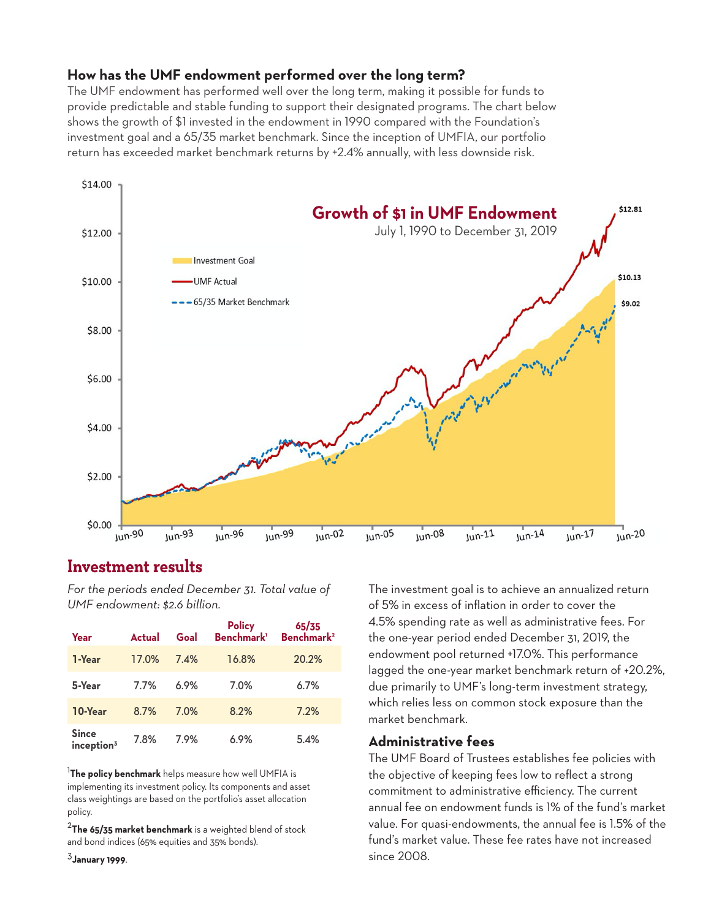### How has the UMF endowment performed over the long term?

The UMF endowment has performed well over the long term, making it possible for funds to provide predictable and stable funding to support their designated programs. The chart below shows the growth of $1 invested in the endowment in 1990 compared with the Foundation's investment goal and a 65/35 market benchmark. Since the inception of UMFIA, our portfolio return has exceeded market benchmark returns by +2.4% annually, with less downside risk.

**Growth of $1 in UMF Endowment**
July 1, 1990 to December 31, 2019

## Investment results

*For the periods ended December 31. Total value of UMF endowment: $2.6 billion.*

| Year | Actual | Goal | Policy Benchmark[1] | 65/35 Benchmark[2] |
|---|---|---|---|---|
| 1-Year | 17.0% | 7.4% | 16.8% | 20.2% |
| 5-Year | 7.7% | 6.9% | 7.0% | 6.7% |
| 10-Year | 8.7% | 7.0% | 8.2% | 7.2% |
| Since inception[3] | 7.8% | 7.9% | 6.9% | 5.4% |

[1]**The policy benchmark** helps measure how well UMFIA is implementing its investment policy. Its components and asset class weightings are based on the portfolio's asset allocation policy.

[2]**The 65/35 market benchmark** is a weighted blend of stock and bond indices (65% equities and 35% bonds).

[3]**January 1999**.

The investment goal is to achieve an annualized return of 5% in excess of inflation in order to cover the 4.5% spending rate as well as administrative fees. For the one-year period ended December 31, 2019, the endowment pool returned +17.0%. This performance lagged the one-year market benchmark return of +20.2%, due primarily to UMF's long-term investment strategy, which relies less on common stock exposure than the market benchmark.

### Administrative fees

The UMF Board of Trustees establishes fee policies with the objective of keeping fees low to reflect a strong commitment to administrative efficiency. The current annual fee on endowment funds is 1% of the fund's market value. For quasi-endowments, the annual fee is 1.5% of the fund's market value. These fee rates have not increased since 2008.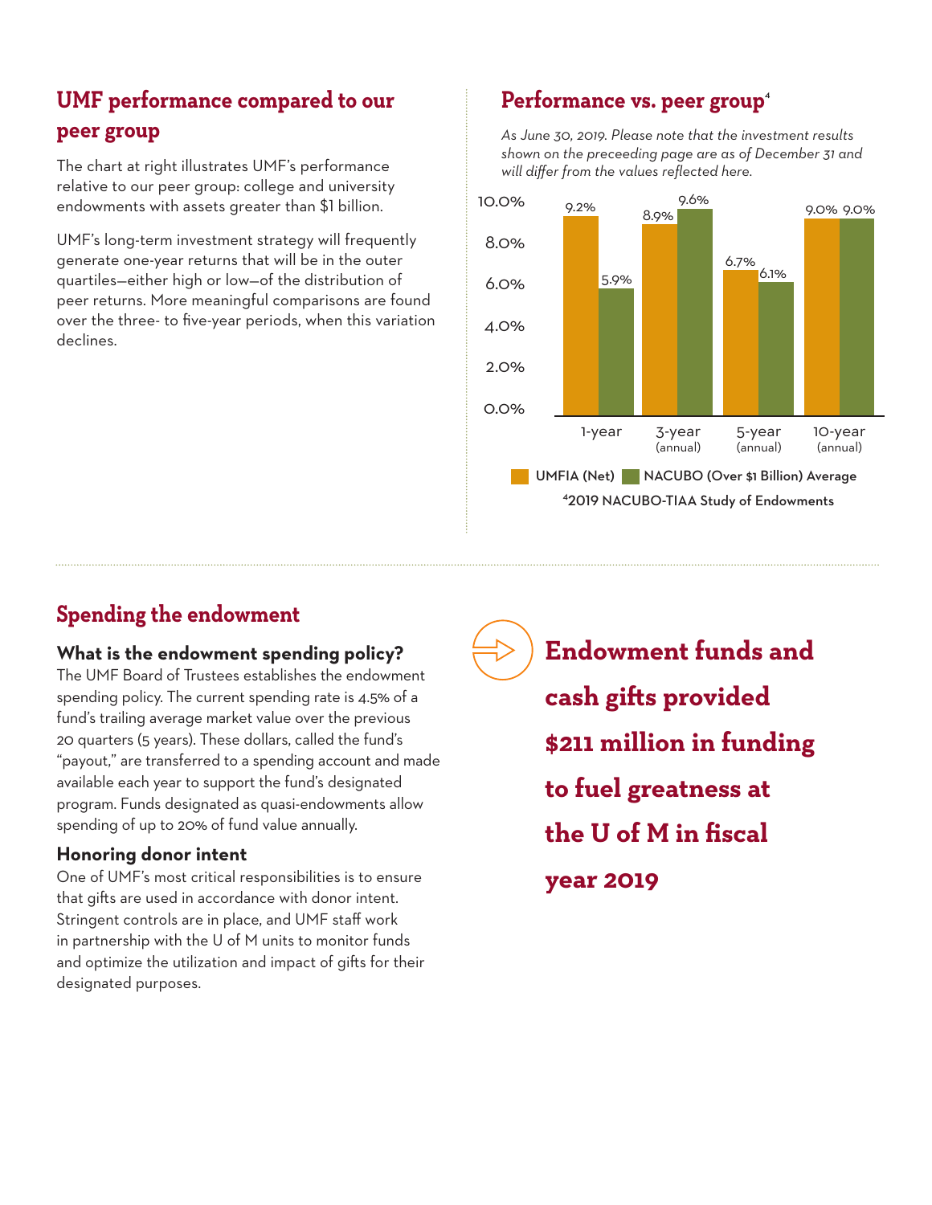## UMF performance compared to our peer group

The chart at right illustrates UMF's performance relative to our peer group: college and university endowments with assets greater than $1 billion.

UMF's long-term investment strategy will frequently generate one-year returns that will be in the outer quartiles—either high or low—of the distribution of peer returns. More meaningful comparisons are found over the three- to five-year periods, when this variation declines.

## Performance vs. peer group[4]

*As June 30, 2019. Please note that the investment results shown on the preceeding page are as of December 31 and will differ from the values reflected here.*

| | 1-year | 3-year (annual) | 5-year (annual) | 10-year (annual) |
|---|---|---|---|---|
| UMFIA (Net) | 9.2% | 8.9% | 6.7% | 9.0% |
| NACUBO (Over $1 Billion) Average | 5.9% | 9.6% | 6.1% | 9.0% |

[4]2019 NACUBO-TIAA Study of Endowments

## Spending the endowment

### What is the endowment spending policy?

The UMF Board of Trustees establishes the endowment spending policy. The current spending rate is 4.5% of a fund's trailing average market value over the previous 20 quarters (5 years). These dollars, called the fund's "payout," are transferred to a spending account and made available each year to support the fund's designated program. Funds designated as quasi-endowments allow spending of up to 20% of fund value annually.

### Honoring donor intent

One of UMF's most critical responsibilities is to ensure that gifts are used in accordance with donor intent. Stringent controls are in place, and UMF staff work in partnership with the U of M units to monitor funds and optimize the utilization and impact of gifts for their designated purposes.

**Endowment funds and cash gifts provided $211 million in funding to fuel greatness at the U of M in fiscal year 2019**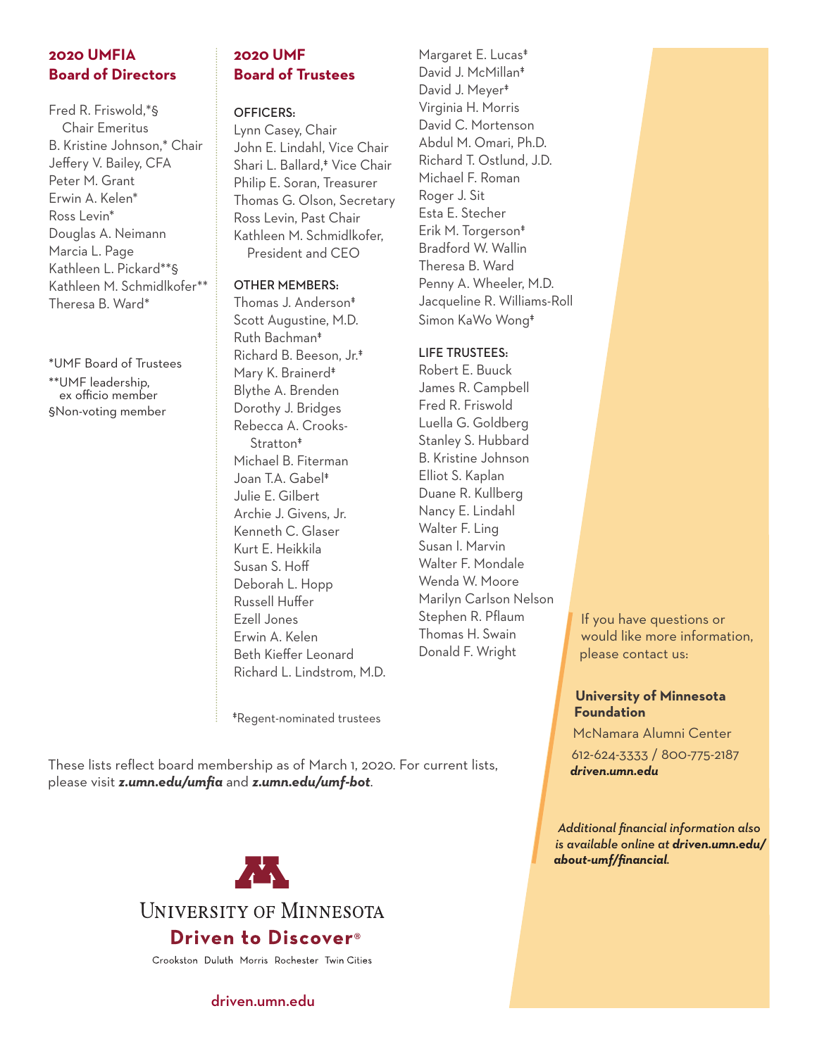## 2020 UMFIA Board of Directors

Fred R. Friswold,*§
Chair Emeritus
B. Kristine Johnson,* Chair
Jeffery V. Bailey, CFA
Peter M. Grant
Erwin A. Kelen*
Ross Levin*
Douglas A. Neimann
Marcia L. Page
Kathleen L. Pickard**§
Kathleen M. Schmidlkofer**
Theresa B. Ward*

*UMF Board of Trustees
**UMF leadership, ex officio member
§Non-voting member

## 2020 UMF Board of Trustees

**OFFICERS:**

Lynn Casey, Chair
John E. Lindahl, Vice Chair
Shari L. Ballard,‡ Vice Chair
Philip E. Soran, Treasurer
Thomas G. Olson, Secretary
Ross Levin, Past Chair
Kathleen M. Schmidlkofer, President and CEO

**OTHER MEMBERS:**

Thomas J. Anderson‡
Scott Augustine, M.D.
Ruth Bachman‡
Richard B. Beeson, Jr.‡
Mary K. Brainerd‡
Blythe A. Brenden
Dorothy J. Bridges
Rebecca A. Crooks-Stratton‡
Michael B. Fiterman
Joan T.A. Gabel‡
Julie E. Gilbert
Archie J. Givens, Jr.
Kenneth C. Glaser
Kurt E. Heikkila
Susan S. Hoff
Deborah L. Hopp
Russell Huffer
Ezell Jones
Erwin A. Kelen
Beth Kieffer Leonard
Richard L. Lindstrom, M.D.
Margaret E. Lucas‡
David J. McMillan‡
David J. Meyer‡
Virginia H. Morris
David C. Mortenson
Abdul M. Omari, Ph.D.
Richard T. Ostlund, J.D.
Michael F. Roman
Roger J. Sit
Esta E. Stecher
Erik M. Torgerson‡
Bradford W. Wallin
Theresa B. Ward
Penny A. Wheeler, M.D.
Jacqueline R. Williams-Roll
Simon KaWo Wong‡

**LIFE TRUSTEES:**

Robert E. Buuck
James R. Campbell
Fred R. Friswold
Luella G. Goldberg
Stanley S. Hubbard
B. Kristine Johnson
Elliot S. Kaplan
Duane R. Kullberg
Nancy E. Lindahl
Walter F. Ling
Susan I. Marvin
Walter F. Mondale
Wenda W. Moore
Marilyn Carlson Nelson
Stephen R. Pflaum
Thomas H. Swain
Donald F. Wright

‡Regent-nominated trustees

These lists reflect board membership as of March 1, 2020. For current lists, please visit ***z.umn.edu/umfia*** and ***z.umn.edu/umf-bot***.

If you have questions or would like more information, please contact us:

**University of Minnesota Foundation**
McNamara Alumni Center
612-624-3333 / 800-775-2187
***driven.umn.edu***

*Additional financial information also is available online at **driven.umn.edu/about-umf/financial**.*

University of Minnesota
**Driven to Discover®**
Crookston Duluth Morris Rochester Twin Cities

driven.umn.edu